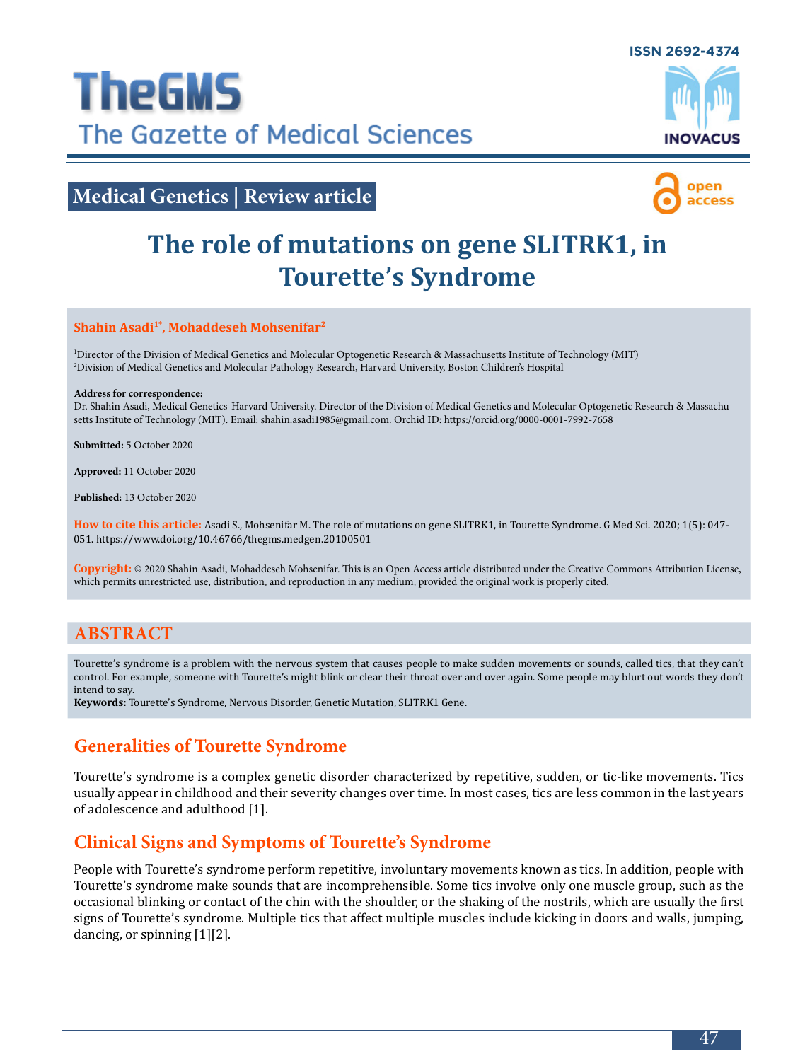# TheGMS

## The Gazette of Medical Sciences

ISSN 2692-4374

INOVACUS

**Medical Genetics | Review article**

open access

# The role of mutations on gene SLITRK1, in Tourette's Syndrome

**Shahin Asadi[1*], Mohaddeseh Mohsenifar[2]**

[1]Director of the Division of Medical Genetics and Molecular Optogenetic Research & Massachusetts Institute of Technology (MIT)
[2]Division of Medical Genetics and Molecular Pathology Research, Harvard University, Boston Children's Hospital

**Address for correspondence:**
Dr. Shahin Asadi, Medical Genetics-Harvard University. Director of the Division of Medical Genetics and Molecular Optogenetic Research & Massachusetts Institute of Technology (MIT). Email: shahin.asadi1985@gmail.com. Orchid ID: https://orcid.org/0000-0001-7992-7658

**Submitted:** 5 October 2020

**Approved:** 11 October 2020

**Published:** 13 October 2020

**How to cite this article:** Asadi S., Mohsenifar M. The role of mutations on gene SLITRK1, in Tourette Syndrome. G Med Sci. 2020; 1(5): 047-051. https://www.doi.org/10.46766/thegms.medgen.20100501

**Copyright:** © 2020 Shahin Asadi, Mohaddeseh Mohsenifar. This is an Open Access article distributed under the Creative Commons Attribution License, which permits unrestricted use, distribution, and reproduction in any medium, provided the original work is properly cited.

## ABSTRACT

Tourette's syndrome is a problem with the nervous system that causes people to make sudden movements or sounds, called tics, that they can't control. For example, someone with Tourette's might blink or clear their throat over and over again. Some people may blurt out words they don't intend to say.

**Keywords:** Tourette's Syndrome, Nervous Disorder, Genetic Mutation, SLITRK1 Gene.

## Generalities of Tourette Syndrome

Tourette's syndrome is a complex genetic disorder characterized by repetitive, sudden, or tic-like movements. Tics usually appear in childhood and their severity changes over time. In most cases, tics are less common in the last years of adolescence and adulthood [1].

## Clinical Signs and Symptoms of Tourette's Syndrome

People with Tourette's syndrome perform repetitive, involuntary movements known as tics. In addition, people with Tourette's syndrome make sounds that are incomprehensible. Some tics involve only one muscle group, such as the occasional blinking or contact of the chin with the shoulder, or the shaking of the nostrils, which are usually the first signs of Tourette's syndrome. Multiple tics that affect multiple muscles include kicking in doors and walls, jumping, dancing, or spinning [1][2].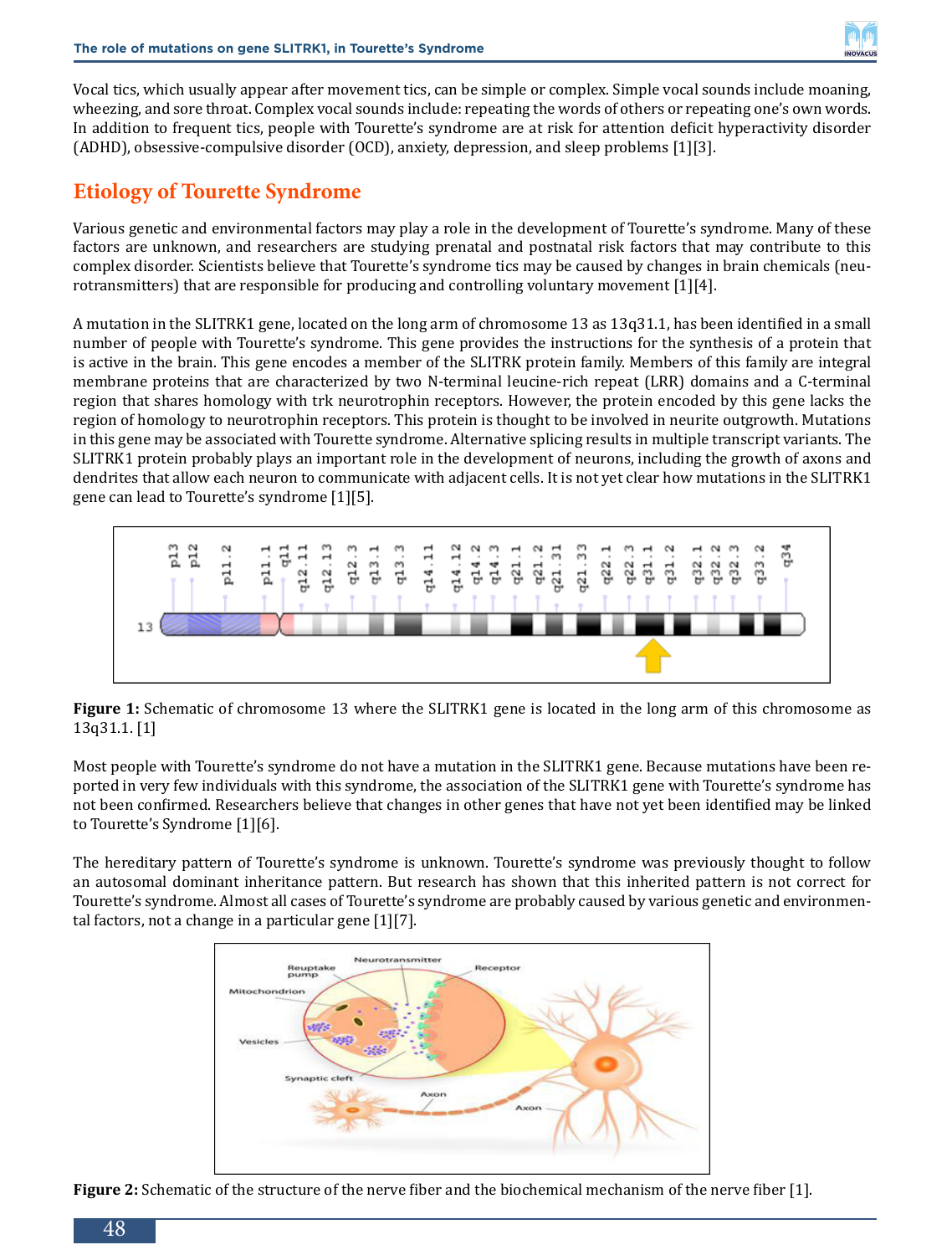Vocal tics, which usually appear after movement tics, can be simple or complex. Simple vocal sounds include moaning, wheezing, and sore throat. Complex vocal sounds include: repeating the words of others or repeating one's own words. In addition to frequent tics, people with Tourette's syndrome are at risk for attention deficit hyperactivity disorder (ADHD), obsessive-compulsive disorder (OCD), anxiety, depression, and sleep problems [1][3].

## Etiology of Tourette Syndrome

Various genetic and environmental factors may play a role in the development of Tourette's syndrome. Many of these factors are unknown, and researchers are studying prenatal and postnatal risk factors that may contribute to this complex disorder. Scientists believe that Tourette's syndrome tics may be caused by changes in brain chemicals (neurotransmitters) that are responsible for producing and controlling voluntary movement [1][4].

A mutation in the SLITRK1 gene, located on the long arm of chromosome 13 as 13q31.1, has been identified in a small number of people with Tourette's syndrome. This gene provides the instructions for the synthesis of a protein that is active in the brain. This gene encodes a member of the SLITRK protein family. Members of this family are integral membrane proteins that are characterized by two N-terminal leucine-rich repeat (LRR) domains and a C-terminal region that shares homology with trk neurotrophin receptors. However, the protein encoded by this gene lacks the region of homology to neurotrophin receptors. This protein is thought to be involved in neurite outgrowth. Mutations in this gene may be associated with Tourette syndrome. Alternative splicing results in multiple transcript variants. The SLITRK1 protein probably plays an important role in the development of neurons, including the growth of axons and dendrites that allow each neuron to communicate with adjacent cells. It is not yet clear how mutations in the SLITRK1 gene can lead to Tourette's syndrome [1][5].

**Figure 1:** Schematic of chromosome 13 where the SLITRK1 gene is located in the long arm of this chromosome as 13q31.1. [1]

Most people with Tourette's syndrome do not have a mutation in the SLITRK1 gene. Because mutations have been reported in very few individuals with this syndrome, the association of the SLITRK1 gene with Tourette's syndrome has not been confirmed. Researchers believe that changes in other genes that have not yet been identified may be linked to Tourette's Syndrome [1][6].

The hereditary pattern of Tourette's syndrome is unknown. Tourette's syndrome was previously thought to follow an autosomal dominant inheritance pattern. But research has shown that this inherited pattern is not correct for Tourette's syndrome. Almost all cases of Tourette's syndrome are probably caused by various genetic and environmental factors, not a change in a particular gene [1][7].

**Figure 2:** Schematic of the structure of the nerve fiber and the biochemical mechanism of the nerve fiber [1].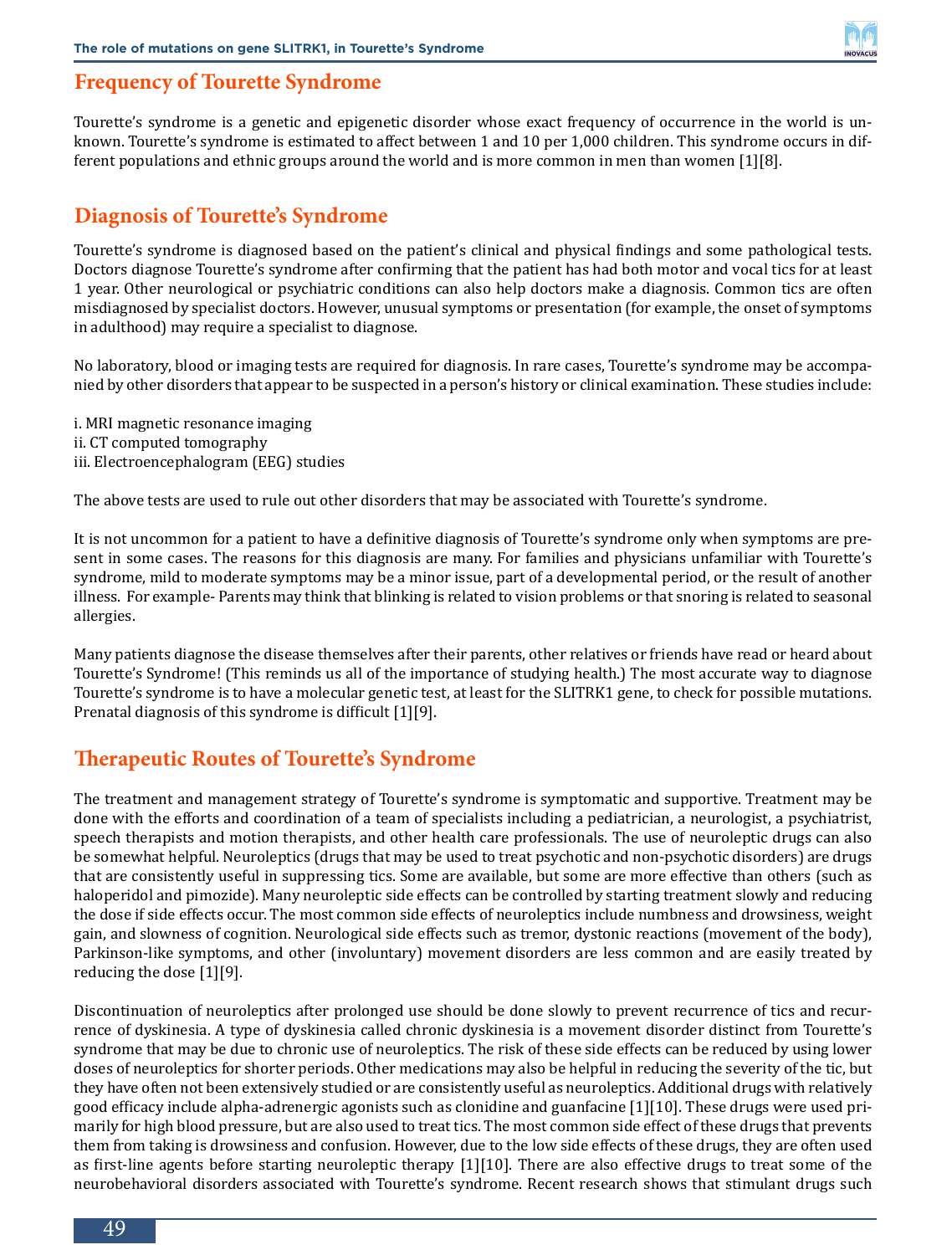## Frequency of Tourette Syndrome

Tourette's syndrome is a genetic and epigenetic disorder whose exact frequency of occurrence in the world is unknown. Tourette's syndrome is estimated to affect between 1 and 10 per 1,000 children. This syndrome occurs in different populations and ethnic groups around the world and is more common in men than women [1][8].

## Diagnosis of Tourette's Syndrome

Tourette's syndrome is diagnosed based on the patient's clinical and physical findings and some pathological tests. Doctors diagnose Tourette's syndrome after confirming that the patient has had both motor and vocal tics for at least 1 year. Other neurological or psychiatric conditions can also help doctors make a diagnosis. Common tics are often misdiagnosed by specialist doctors. However, unusual symptoms or presentation (for example, the onset of symptoms in adulthood) may require a specialist to diagnose.

No laboratory, blood or imaging tests are required for diagnosis. In rare cases, Tourette's syndrome may be accompanied by other disorders that appear to be suspected in a person's history or clinical examination. These studies include:

i. MRI magnetic resonance imaging
ii. CT computed tomography
iii. Electroencephalogram (EEG) studies

The above tests are used to rule out other disorders that may be associated with Tourette's syndrome.

It is not uncommon for a patient to have a definitive diagnosis of Tourette's syndrome only when symptoms are present in some cases. The reasons for this diagnosis are many. For families and physicians unfamiliar with Tourette's syndrome, mild to moderate symptoms may be a minor issue, part of a developmental period, or the result of another illness. For example- Parents may think that blinking is related to vision problems or that snoring is related to seasonal allergies.

Many patients diagnose the disease themselves after their parents, other relatives or friends have read or heard about Tourette's Syndrome! (This reminds us all of the importance of studying health.) The most accurate way to diagnose Tourette's syndrome is to have a molecular genetic test, at least for the SLITRK1 gene, to check for possible mutations. Prenatal diagnosis of this syndrome is difficult [1][9].

## Therapeutic Routes of Tourette's Syndrome

The treatment and management strategy of Tourette's syndrome is symptomatic and supportive. Treatment may be done with the efforts and coordination of a team of specialists including a pediatrician, a neurologist, a psychiatrist, speech therapists and motion therapists, and other health care professionals. The use of neuroleptic drugs can also be somewhat helpful. Neuroleptics (drugs that may be used to treat psychotic and non-psychotic disorders) are drugs that are consistently useful in suppressing tics. Some are available, but some are more effective than others (such as haloperidol and pimozide). Many neuroleptic side effects can be controlled by starting treatment slowly and reducing the dose if side effects occur. The most common side effects of neuroleptics include numbness and drowsiness, weight gain, and slowness of cognition. Neurological side effects such as tremor, dystonic reactions (movement of the body), Parkinson-like symptoms, and other (involuntary) movement disorders are less common and are easily treated by reducing the dose [1][9].

Discontinuation of neuroleptics after prolonged use should be done slowly to prevent recurrence of tics and recurrence of dyskinesia. A type of dyskinesia called chronic dyskinesia is a movement disorder distinct from Tourette's syndrome that may be due to chronic use of neuroleptics. The risk of these side effects can be reduced by using lower doses of neuroleptics for shorter periods. Other medications may also be helpful in reducing the severity of the tic, but they have often not been extensively studied or are consistently useful as neuroleptics. Additional drugs with relatively good efficacy include alpha-adrenergic agonists such as clonidine and guanfacine [1][10]. These drugs were used primarily for high blood pressure, but are also used to treat tics. The most common side effect of these drugs that prevents them from taking is drowsiness and confusion. However, due to the low side effects of these drugs, they are often used as first-line agents before starting neuroleptic therapy [1][10]. There are also effective drugs to treat some of the neurobehavioral disorders associated with Tourette's syndrome. Recent research shows that stimulant drugs such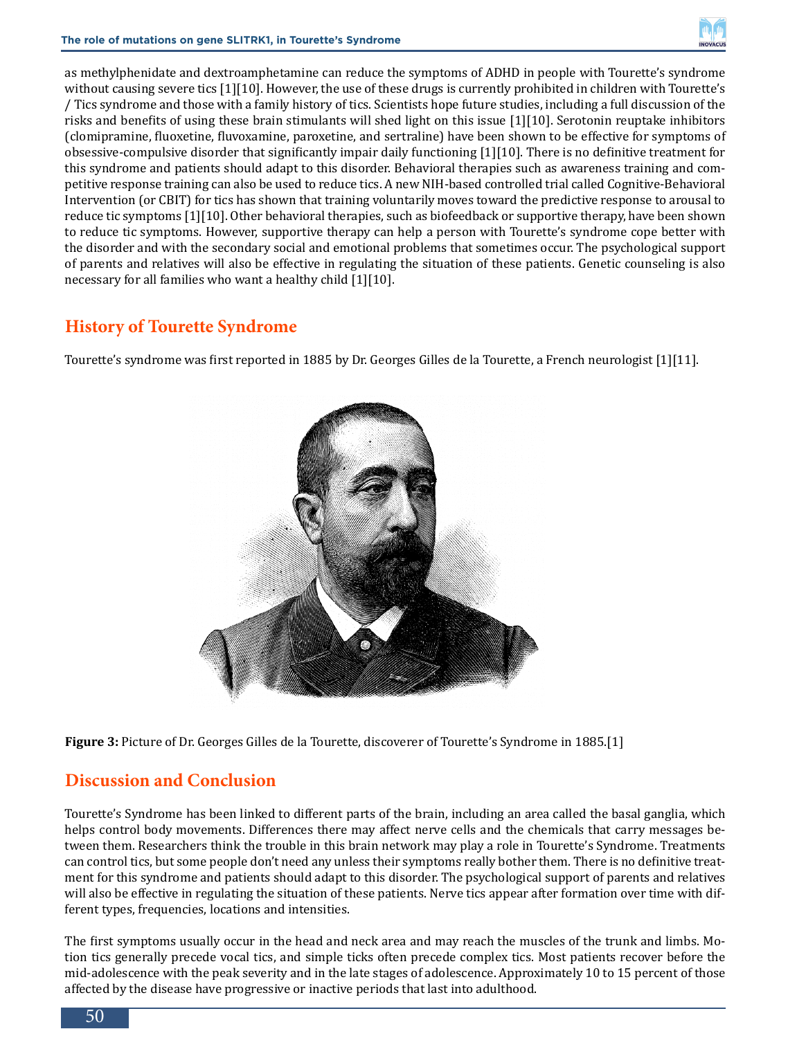as methylphenidate and dextroamphetamine can reduce the symptoms of ADHD in people with Tourette's syndrome without causing severe tics [1][10]. However, the use of these drugs is currently prohibited in children with Tourette's / Tics syndrome and those with a family history of tics. Scientists hope future studies, including a full discussion of the risks and benefits of using these brain stimulants will shed light on this issue [1][10]. Serotonin reuptake inhibitors (clomipramine, fluoxetine, fluvoxamine, paroxetine, and sertraline) have been shown to be effective for symptoms of obsessive-compulsive disorder that significantly impair daily functioning [1][10]. There is no definitive treatment for this syndrome and patients should adapt to this disorder. Behavioral therapies such as awareness training and competitive response training can also be used to reduce tics. A new NIH-based controlled trial called Cognitive-Behavioral Intervention (or CBIT) for tics has shown that training voluntarily moves toward the predictive response to arousal to reduce tic symptoms [1][10]. Other behavioral therapies, such as biofeedback or supportive therapy, have been shown to reduce tic symptoms. However, supportive therapy can help a person with Tourette's syndrome cope better with the disorder and with the secondary social and emotional problems that sometimes occur. The psychological support of parents and relatives will also be effective in regulating the situation of these patients. Genetic counseling is also necessary for all families who want a healthy child [1][10].

## History of Tourette Syndrome

Tourette's syndrome was first reported in 1885 by Dr. Georges Gilles de la Tourette, a French neurologist [1][11].

**Figure 3:** Picture of Dr. Georges Gilles de la Tourette, discoverer of Tourette's Syndrome in 1885.[1]

## Discussion and Conclusion

Tourette's Syndrome has been linked to different parts of the brain, including an area called the basal ganglia, which helps control body movements. Differences there may affect nerve cells and the chemicals that carry messages between them. Researchers think the trouble in this brain network may play a role in Tourette's Syndrome. Treatments can control tics, but some people don't need any unless their symptoms really bother them. There is no definitive treatment for this syndrome and patients should adapt to this disorder. The psychological support of parents and relatives will also be effective in regulating the situation of these patients. Nerve tics appear after formation over time with different types, frequencies, locations and intensities.

The first symptoms usually occur in the head and neck area and may reach the muscles of the trunk and limbs. Motion tics generally precede vocal tics, and simple ticks often precede complex tics. Most patients recover before the mid-adolescence with the peak severity and in the late stages of adolescence. Approximately 10 to 15 percent of those affected by the disease have progressive or inactive periods that last into adulthood.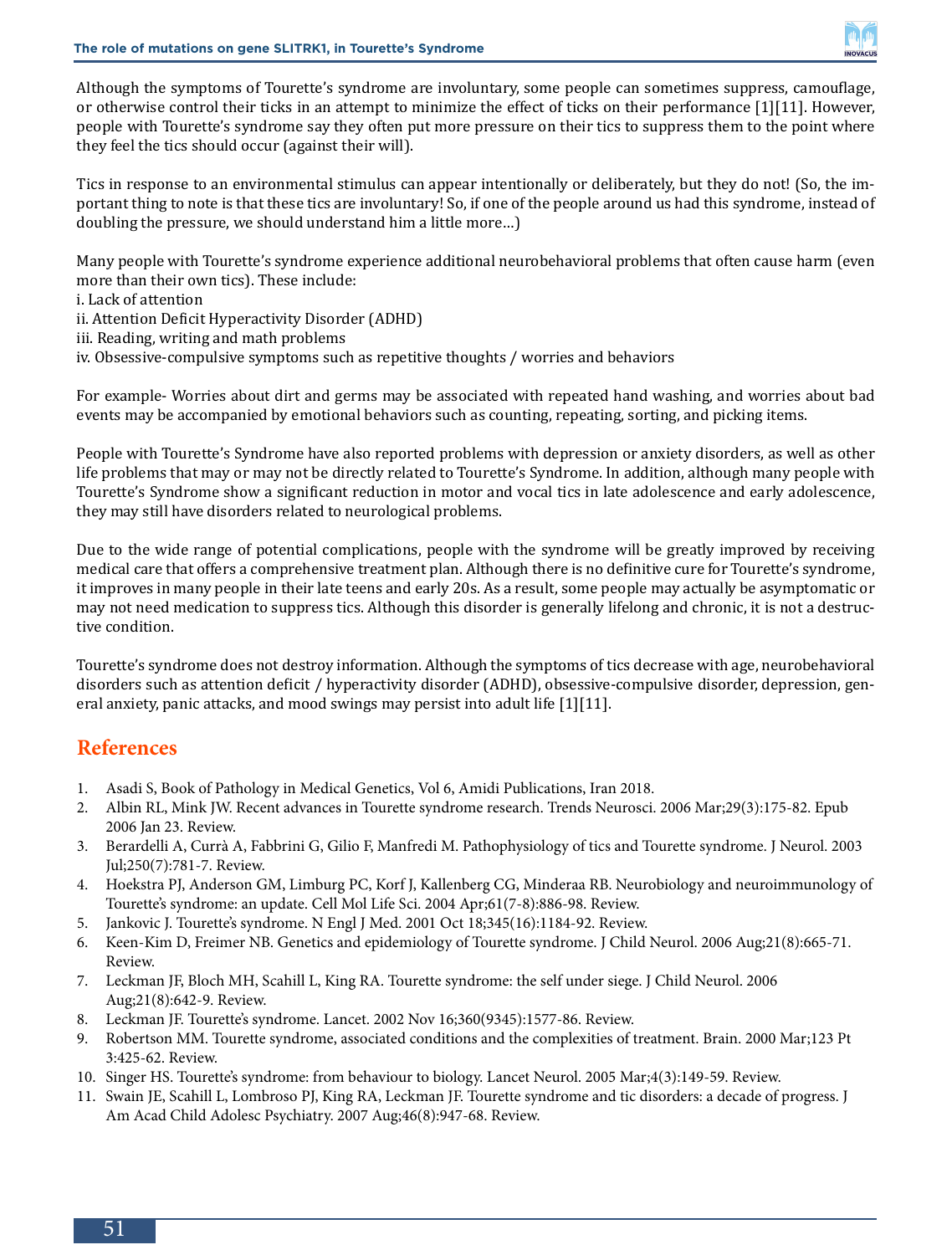Although the symptoms of Tourette's syndrome are involuntary, some people can sometimes suppress, camouflage, or otherwise control their ticks in an attempt to minimize the effect of ticks on their performance [1][11]. However, people with Tourette's syndrome say they often put more pressure on their tics to suppress them to the point where they feel the tics should occur (against their will).

Tics in response to an environmental stimulus can appear intentionally or deliberately, but they do not! (So, the important thing to note is that these tics are involuntary! So, if one of the people around us had this syndrome, instead of doubling the pressure, we should understand him a little more…)

Many people with Tourette's syndrome experience additional neurobehavioral problems that often cause harm (even more than their own tics). These include:

i. Lack of attention
ii. Attention Deficit Hyperactivity Disorder (ADHD)
iii. Reading, writing and math problems
iv. Obsessive-compulsive symptoms such as repetitive thoughts / worries and behaviors

For example- Worries about dirt and germs may be associated with repeated hand washing, and worries about bad events may be accompanied by emotional behaviors such as counting, repeating, sorting, and picking items.

People with Tourette's Syndrome have also reported problems with depression or anxiety disorders, as well as other life problems that may or may not be directly related to Tourette's Syndrome. In addition, although many people with Tourette's Syndrome show a significant reduction in motor and vocal tics in late adolescence and early adolescence, they may still have disorders related to neurological problems.

Due to the wide range of potential complications, people with the syndrome will be greatly improved by receiving medical care that offers a comprehensive treatment plan. Although there is no definitive cure for Tourette's syndrome, it improves in many people in their late teens and early 20s. As a result, some people may actually be asymptomatic or may not need medication to suppress tics. Although this disorder is generally lifelong and chronic, it is not a destructive condition.

Tourette's syndrome does not destroy information. Although the symptoms of tics decrease with age, neurobehavioral disorders such as attention deficit / hyperactivity disorder (ADHD), obsessive-compulsive disorder, depression, general anxiety, panic attacks, and mood swings may persist into adult life [1][11].

## References

1. Asadi S, Book of Pathology in Medical Genetics, Vol 6, Amidi Publications, Iran 2018.
2. Albin RL, Mink JW. Recent advances in Tourette syndrome research. Trends Neurosci. 2006 Mar;29(3):175-82. Epub 2006 Jan 23. Review.
3. Berardelli A, Currà A, Fabbrini G, Gilio F, Manfredi M. Pathophysiology of tics and Tourette syndrome. J Neurol. 2003 Jul;250(7):781-7. Review.
4. Hoekstra PJ, Anderson GM, Limburg PC, Korf J, Kallenberg CG, Minderaa RB. Neurobiology and neuroimmunology of Tourette's syndrome: an update. Cell Mol Life Sci. 2004 Apr;61(7-8):886-98. Review.
5. Jankovic J. Tourette's syndrome. N Engl J Med. 2001 Oct 18;345(16):1184-92. Review.
6. Keen-Kim D, Freimer NB. Genetics and epidemiology of Tourette syndrome. J Child Neurol. 2006 Aug;21(8):665-71. Review.
7. Leckman JF, Bloch MH, Scahill L, King RA. Tourette syndrome: the self under siege. J Child Neurol. 2006 Aug;21(8):642-9. Review.
8. Leckman JF. Tourette's syndrome. Lancet. 2002 Nov 16;360(9345):1577-86. Review.
9. Robertson MM. Tourette syndrome, associated conditions and the complexities of treatment. Brain. 2000 Mar;123 Pt 3:425-62. Review.
10. Singer HS. Tourette's syndrome: from behaviour to biology. Lancet Neurol. 2005 Mar;4(3):149-59. Review.
11. Swain JE, Scahill L, Lombroso PJ, King RA, Leckman JF. Tourette syndrome and tic disorders: a decade of progress. J Am Acad Child Adolesc Psychiatry. 2007 Aug;46(8):947-68. Review.